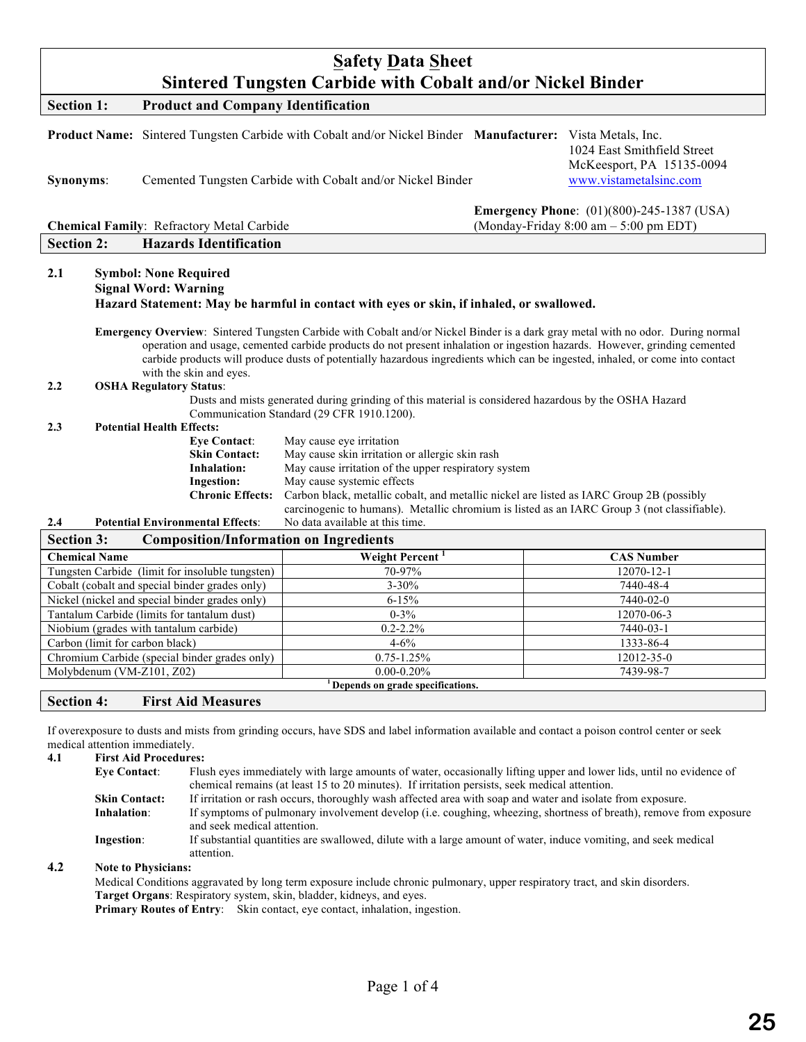# Safety Data Sheet
# Sintered Tungsten Carbide with Cobalt and/or Nickel Binder

## Section 1: Product and Company Identification

**Product Name:** Sintered Tungsten Carbide with Cobalt and/or Nickel Binder

**Manufacturer:** Vista Metals, Inc.
1024 East Smithfield Street
McKeesport, PA 15135-0094
www.vistametalsinc.com

**Synonyms**: Cemented Tungsten Carbide with Cobalt and/or Nickel Binder

**Emergency Phone**: (01)(800)-245-1387 (USA)
(Monday-Friday 8:00 am – 5:00 pm EDT)

**Chemical Family**: Refractory Metal Carbide

## Section 2: Hazards Identification

**2.1 Symbol: None Required**
**Signal Word: Warning**
**Hazard Statement: May be harmful in contact with eyes or skin, if inhaled, or swallowed.**

**Emergency Overview**: Sintered Tungsten Carbide with Cobalt and/or Nickel Binder is a dark gray metal with no odor. During normal operation and usage, cemented carbide products do not present inhalation or ingestion hazards. However, grinding cemented carbide products will produce dusts of potentially hazardous ingredients which can be ingested, inhaled, or come into contact with the skin and eyes.

**2.2 OSHA Regulatory Status**:
Dusts and mists generated during grinding of this material is considered hazardous by the OSHA Hazard Communication Standard (29 CFR 1910.1200).

**2.3 Potential Health Effects:**

- **Eye Contact**: May cause eye irritation
- **Skin Contact:** May cause skin irritation or allergic skin rash
- **Inhalation:** May cause irritation of the upper respiratory system
- **Ingestion:** May cause systemic effects
- **Chronic Effects:** Carbon black, metallic cobalt, and metallic nickel are listed as IARC Group 2B (possibly carcinogenic to humans). Metallic chromium is listed as an IARC Group 3 (not classifiable).

**2.4 Potential Environmental Effects**: No data available at this time.

## Section 3: Composition/Information on Ingredients

| Chemical Name | Weight Percent [1] | CAS Number |
|---|---|---|
| Tungsten Carbide (limit for insoluble tungsten) | 70-97% | 12070-12-1 |
| Cobalt (cobalt and special binder grades only) | 3-30% | 7440-48-4 |
| Nickel (nickel and special binder grades only) | 6-15% | 7440-02-0 |
| Tantalum Carbide (limits for tantalum dust) | 0-3% | 12070-06-3 |
| Niobium (grades with tantalum carbide) | 0.2-2.2% | 7440-03-1 |
| Carbon (limit for carbon black) | 4-6% | 1333-86-4 |
| Chromium Carbide (special binder grades only) | 0.75-1.25% | 12012-35-0 |
| Molybdenum (VM-Z101, Z02) | 0.00-0.20% | 7439-98-7 |

[1] **Depends on grade specifications.**

## Section 4: First Aid Measures

If overexposure to dusts and mists from grinding occurs, have SDS and label information available and contact a poison control center or seek medical attention immediately.

**4.1 First Aid Procedures:**

- **Eye Contact**: Flush eyes immediately with large amounts of water, occasionally lifting upper and lower lids, until no evidence of chemical remains (at least 15 to 20 minutes). If irritation persists, seek medical attention.
- **Skin Contact:** If irritation or rash occurs, thoroughly wash affected area with soap and water and isolate from exposure.
- **Inhalation**: If symptoms of pulmonary involvement develop (i.e. coughing, wheezing, shortness of breath), remove from exposure and seek medical attention.
- **Ingestion**: If substantial quantities are swallowed, dilute with a large amount of water, induce vomiting, and seek medical attention.

**4.2 Note to Physicians:**
Medical Conditions aggravated by long term exposure include chronic pulmonary, upper respiratory tract, and skin disorders.
**Target Organs**: Respiratory system, skin, bladder, kidneys, and eyes.
**Primary Routes of Entry**: Skin contact, eye contact, inhalation, ingestion.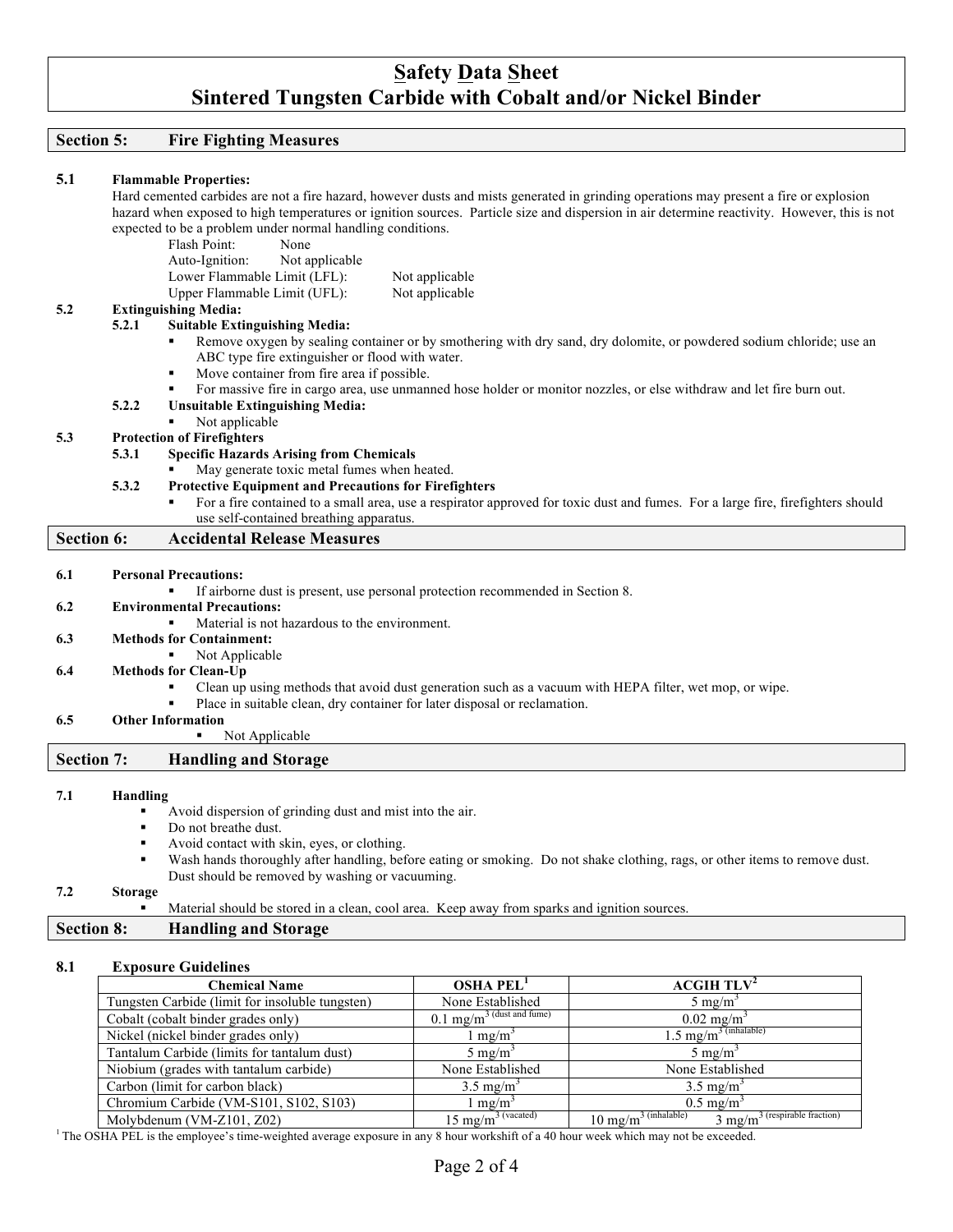# Safety Data Sheet
# Sintered Tungsten Carbide with Cobalt and/or Nickel Binder

## Section 5: Fire Fighting Measures

**5.1 Flammable Properties:**

Hard cemented carbides are not a fire hazard, however dusts and mists generated in grinding operations may present a fire or explosion hazard when exposed to high temperatures or ignition sources. Particle size and dispersion in air determine reactivity. However, this is not expected to be a problem under normal handling conditions.

- Flash Point: None
- Auto-Ignition: Not applicable
- Lower Flammable Limit (LFL): Not applicable
- Upper Flammable Limit (UFL): Not applicable

**5.2 Extinguishing Media:**

**5.2.1 Suitable Extinguishing Media:**

- Remove oxygen by sealing container or by smothering with dry sand, dry dolomite, or powdered sodium chloride; use an ABC type fire extinguisher or flood with water.
- Move container from fire area if possible.
- For massive fire in cargo area, use unmanned hose holder or monitor nozzles, or else withdraw and let fire burn out.

**5.2.2 Unsuitable Extinguishing Media:**

- Not applicable

**5.3 Protection of Firefighters**

**5.3.1 Specific Hazards Arising from Chemicals**

- May generate toxic metal fumes when heated.

**5.3.2 Protective Equipment and Precautions for Firefighters**

- For a fire contained to a small area, use a respirator approved for toxic dust and fumes. For a large fire, firefighters should use self-contained breathing apparatus.

## Section 6: Accidental Release Measures

**6.1 Personal Precautions:**

- If airborne dust is present, use personal protection recommended in Section 8.

**6.2 Environmental Precautions:**

- Material is not hazardous to the environment.

**6.3 Methods for Containment:**

- Not Applicable

**6.4 Methods for Clean-Up**

- Clean up using methods that avoid dust generation such as a vacuum with HEPA filter, wet mop, or wipe.
- Place in suitable clean, dry container for later disposal or reclamation.

**6.5 Other Information**

- Not Applicable

## Section 7: Handling and Storage

**7.1 Handling**

- Avoid dispersion of grinding dust and mist into the air.
- Do not breathe dust.
- Avoid contact with skin, eyes, or clothing.
- Wash hands thoroughly after handling, before eating or smoking. Do not shake clothing, rags, or other items to remove dust. Dust should be removed by washing or vacuuming.

**7.2 Storage**

- Material should be stored in a clean, cool area. Keep away from sparks and ignition sources.

## Section 8: Handling and Storage

**8.1 Exposure Guidelines**

| Chemical Name | OSHA PEL[1] | ACGIH TLV[2] |
|---|---|---|
| Tungsten Carbide (limit for insoluble tungsten) | None Established | 5 mg/m³ |
| Cobalt (cobalt binder grades only) | 0.1 mg/m³ (dust and fume) | 0.02 mg/m³ |
| Nickel (nickel binder grades only) | 1 mg/m³ | 1.5 mg/m³ (inhalable) |
| Tantalum Carbide (limits for tantalum dust) | 5 mg/m³ | 5 mg/m³ |
| Niobium (grades with tantalum carbide) | None Established | None Established |
| Carbon (limit for carbon black) | 3.5 mg/m³ | 3.5 mg/m³ |
| Chromium Carbide (VM-S101, S102, S103) | 1 mg/m³ | 0.5 mg/m³ |
| Molybdenum (VM-Z101, Z02) | 15 mg/m³ (vacated) | 10 mg/m³ (inhalable) 3 mg/m³ (respirable fraction) |

[1] The OSHA PEL is the employee's time-weighted average exposure in any 8 hour workshift of a 40 hour week which may not be exceeded.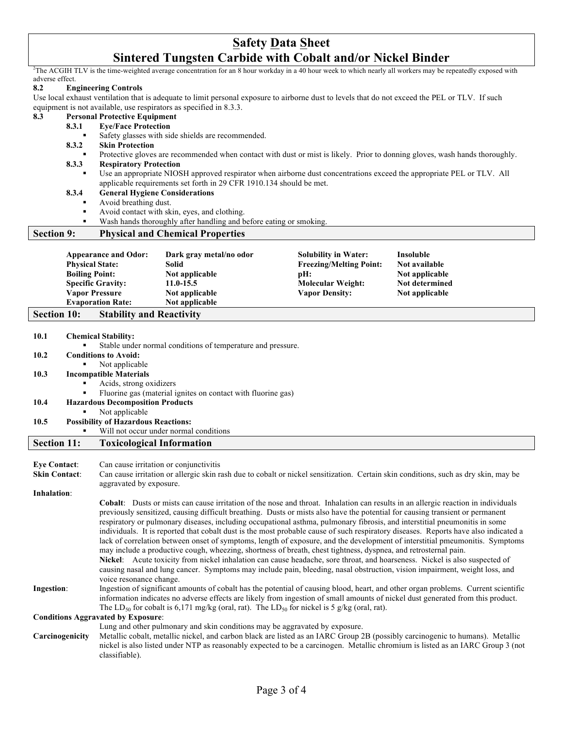[2]The ACGIH TLV is the time-weighted average concentration for an 8 hour workday in a 40 hour week to which nearly all workers may be repeatedly exposed with adverse effect.

**8.2 Engineering Controls**

Use local exhaust ventilation that is adequate to limit personal exposure to airborne dust to levels that do not exceed the PEL or TLV. If such equipment is not available, use respirators as specified in 8.3.3.

**8.3 Personal Protective Equipment**

**8.3.1 Eye/Face Protection**
- Safety glasses with side shields are recommended.

**8.3.2 Skin Protection**
- Protective gloves are recommended when contact with dust or mist is likely. Prior to donning gloves, wash hands thoroughly.

**8.3.3 Respiratory Protection**
- Use an appropriate NIOSH approved respirator when airborne dust concentrations exceed the appropriate PEL or TLV. All applicable requirements set forth in 29 CFR 1910.134 should be met.

**8.3.4 General Hygiene Considerations**
- Avoid breathing dust.
- Avoid contact with skin, eyes, and clothing.
- Wash hands thoroughly after handling and before eating or smoking.

## Section 9: Physical and Chemical Properties

| | | | |
|---|---|---|---|
| **Appearance and Odor:** | **Dark gray metal/no odor** | **Solubility in Water:** | **Insoluble** |
| **Physical State:** | **Solid** | **Freezing/Melting Point:** | **Not available** |
| **Boiling Point:** | **Not applicable** | **pH:** | **Not applicable** |
| **Specific Gravity:** | **11.0-15.5** | **Molecular Weight:** | **Not determined** |
| **Vapor Pressure** | **Not applicable** | **Vapor Density:** | **Not applicable** |
| **Evaporation Rate:** | **Not applicable** | | |

## Section 10: Stability and Reactivity

**10.1 Chemical Stability:**
- Stable under normal conditions of temperature and pressure.

**10.2 Conditions to Avoid:**
- Not applicable

**10.3 Incompatible Materials**
- Acids, strong oxidizers
- Fluorine gas (material ignites on contact with fluorine gas)

**10.4 Hazardous Decomposition Products**
- Not applicable

**10.5 Possibility of Hazardous Reactions:**
- Will not occur under normal conditions

## Section 11: Toxicological Information

**Eye Contact**: Can cause irritation or conjunctivitis

**Skin Contact**: Can cause irritation or allergic skin rash due to cobalt or nickel sensitization. Certain skin conditions, such as dry skin, may be aggravated by exposure.

**Inhalation**:

**Cobalt**: Dusts or mists can cause irritation of the nose and throat. Inhalation can results in an allergic reaction in individuals previously sensitized, causing difficult breathing. Dusts or mists also have the potential for causing transient or permanent respiratory or pulmonary diseases, including occupational asthma, pulmonary fibrosis, and interstitial pneumonitis in some individuals. It is reported that cobalt dust is the most probable cause of such respiratory diseases. Reports have also indicated a lack of correlation between onset of symptoms, length of exposure, and the development of interstitial pneumonitis. Symptoms may include a productive cough, wheezing, shortness of breath, chest tightness, dyspnea, and retrosternal pain.

**Nickel**: Acute toxicity from nickel inhalation can cause headache, sore throat, and hoarseness. Nickel is also suspected of causing nasal and lung cancer. Symptoms may include pain, bleeding, nasal obstruction, vision impairment, weight loss, and voice resonance change.

**Ingestion**: Ingestion of significant amounts of cobalt has the potential of causing blood, heart, and other organ problems. Current scientific information indicates no adverse effects are likely from ingestion of small amounts of nickel dust generated from this product. The $LD_{50}$ for cobalt is 6,171 mg/kg (oral, rat). The $LD_{50}$ for nickel is 5 g/kg (oral, rat).

**Conditions Aggravated by Exposure**:

Lung and other pulmonary and skin conditions may be aggravated by exposure.

**Carcinogenicity** Metallic cobalt, metallic nickel, and carbon black are listed as an IARC Group 2B (possibly carcinogenic to humans). Metallic nickel is also listed under NTP as reasonably expected to be a carcinogen. Metallic chromium is listed as an IARC Group 3 (not classifiable).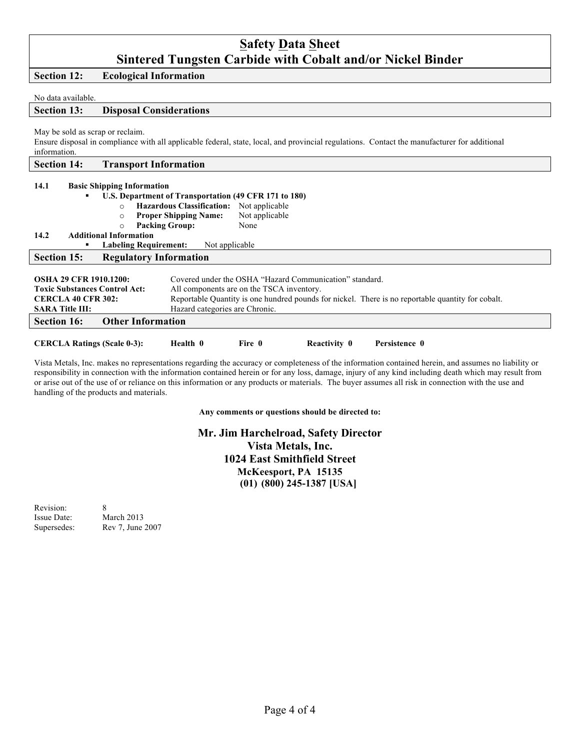# Safety Data Sheet
# Sintered Tungsten Carbide with Cobalt and/or Nickel Binder

## Section 12: Ecological Information

No data available.

## Section 13: Disposal Considerations

May be sold as scrap or reclaim.
Ensure disposal in compliance with all applicable federal, state, local, and provincial regulations. Contact the manufacturer for additional information.

## Section 14: Transport Information

**14.1 Basic Shipping Information**

- **U.S. Department of Transportation (49 CFR 171 to 180)**
  - **Hazardous Classification:** Not applicable
  - **Proper Shipping Name:** Not applicable
  - **Packing Group:** None

**14.2 Additional Information**

- **Labeling Requirement:** Not applicable

## Section 15: Regulatory Information

| | |
|---|---|
| **OSHA 29 CFR 1910.1200:** | Covered under the OSHA "Hazard Communication" standard. |
| **Toxic Substances Control Act:** | All components are on the TSCA inventory. |
| **CERCLA 40 CFR 302:** | Reportable Quantity is one hundred pounds for nickel. There is no reportable quantity for cobalt. |
| **SARA Title III:** | Hazard categories are Chronic. |

## Section 16: Other Information

**CERCLA Ratings (Scale 0-3):** **Health 0** **Fire 0** **Reactivity 0** **Persistence 0**

Vista Metals, Inc. makes no representations regarding the accuracy or completeness of the information contained herein, and assumes no liability or responsibility in connection with the information contained herein or for any loss, damage, injury of any kind including death which may result from or arise out of the use of or reliance on this information or any products or materials. The buyer assumes all risk in connection with the use and handling of the products and materials.

**Any comments or questions should be directed to:**

**Mr. Jim Harchelroad, Safety Director**
**Vista Metals, Inc.**
**1024 East Smithfield Street**
**McKeesport, PA 15135**
**(01) (800) 245-1387 [USA]**

| | |
|---|---|
| Revision: | 8 |
| Issue Date: | March 2013 |
| Supersedes: | Rev 7, June 2007 |